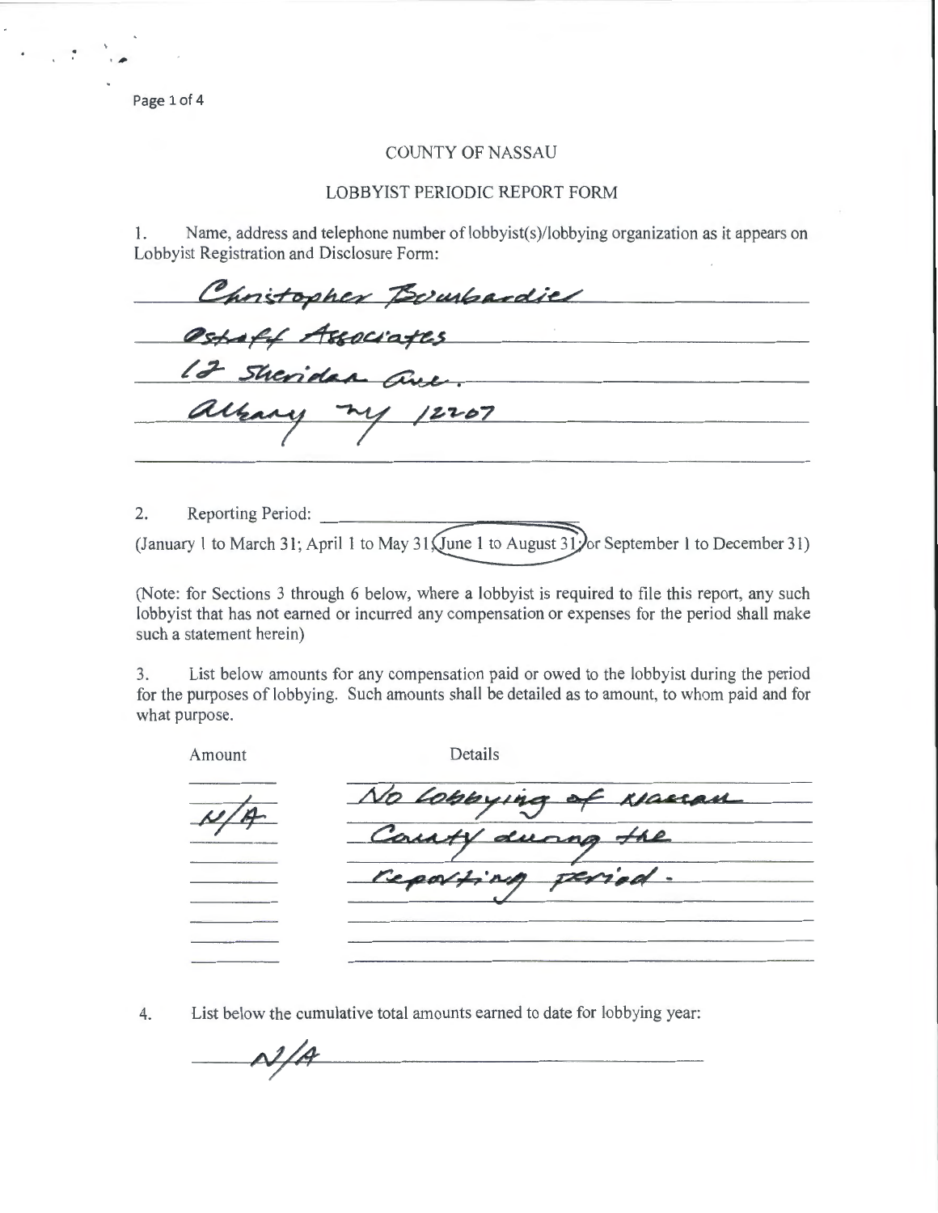# COUNTY OF NASSAU

## LOBBYIST PERIODIC REPORT FORM

1. Name, address and telephone number of lobbyist(s)/lobbying organization as it appears on Lobbyist Registration and Disclosure Form:

Christopher Bombardier
Ostroff Associates
12 Sheridan Ave.
Albany NY 12207

2. Reporting Period: ____________

(January 1 to March 31; April 1 to May 31; **June 1 to August 31** [circled]; or September 1 to December 31)

(Note: for Sections 3 through 6 below, where a lobbyist is required to file this report, any such lobbyist that has not earned or incurred any compensation or expenses for the period shall make such a statement herein)

3. List below amounts for any compensation paid or owed to the lobbyist during the period for the purposes of lobbying. Such amounts shall be detailed as to amount, to whom paid and for what purpose.

| Amount | Details |
| --- | --- |
| N/A | No lobbying of Nassau County during the reporting period. |

4. List below the cumulative total amounts earned to date for lobbying year:

N/A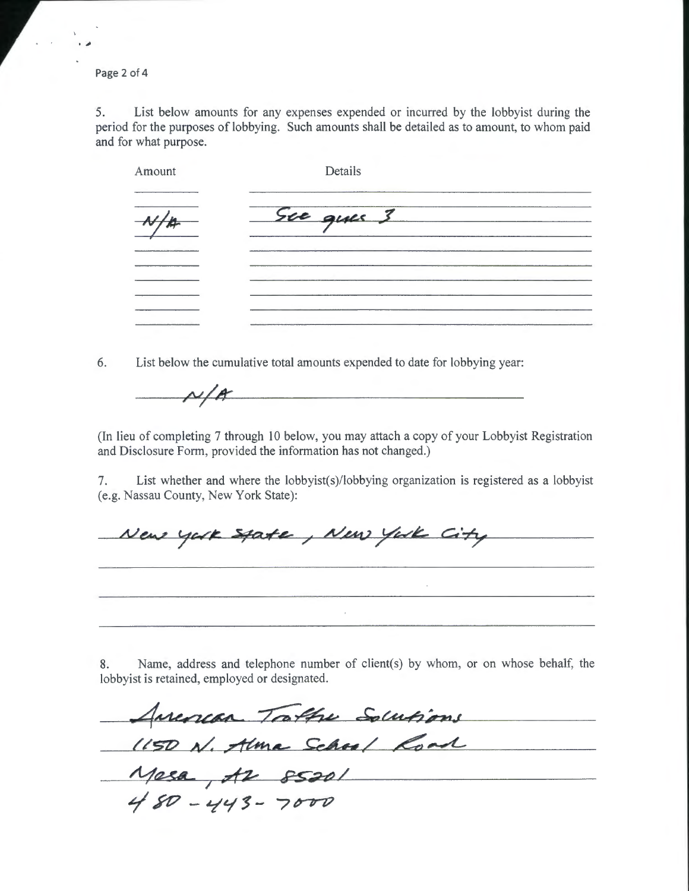5. List below amounts for any expenses expended or incurred by the lobbyist during the period for the purposes of lobbying. Such amounts shall be detailed as to amount, to whom paid and for what purpose.

| Amount | Details |
| --- | --- |
| N/A | See ques 3 |

6. List below the cumulative total amounts expended to date for lobbying year:

N/A

(In lieu of completing 7 through 10 below, you may attach a copy of your Lobbyist Registration and Disclosure Form, provided the information has not changed.)

7. List whether and where the lobbyist(s)/lobbying organization is registered as a lobbyist (e.g. Nassau County, New York State):

New York State, New York City

8. Name, address and telephone number of client(s) by whom, or on whose behalf, the lobbyist is retained, employed or designated.

American Traffic Solutions
1150 N. Alma School Road
Mesa, AZ 85201
480-443-7000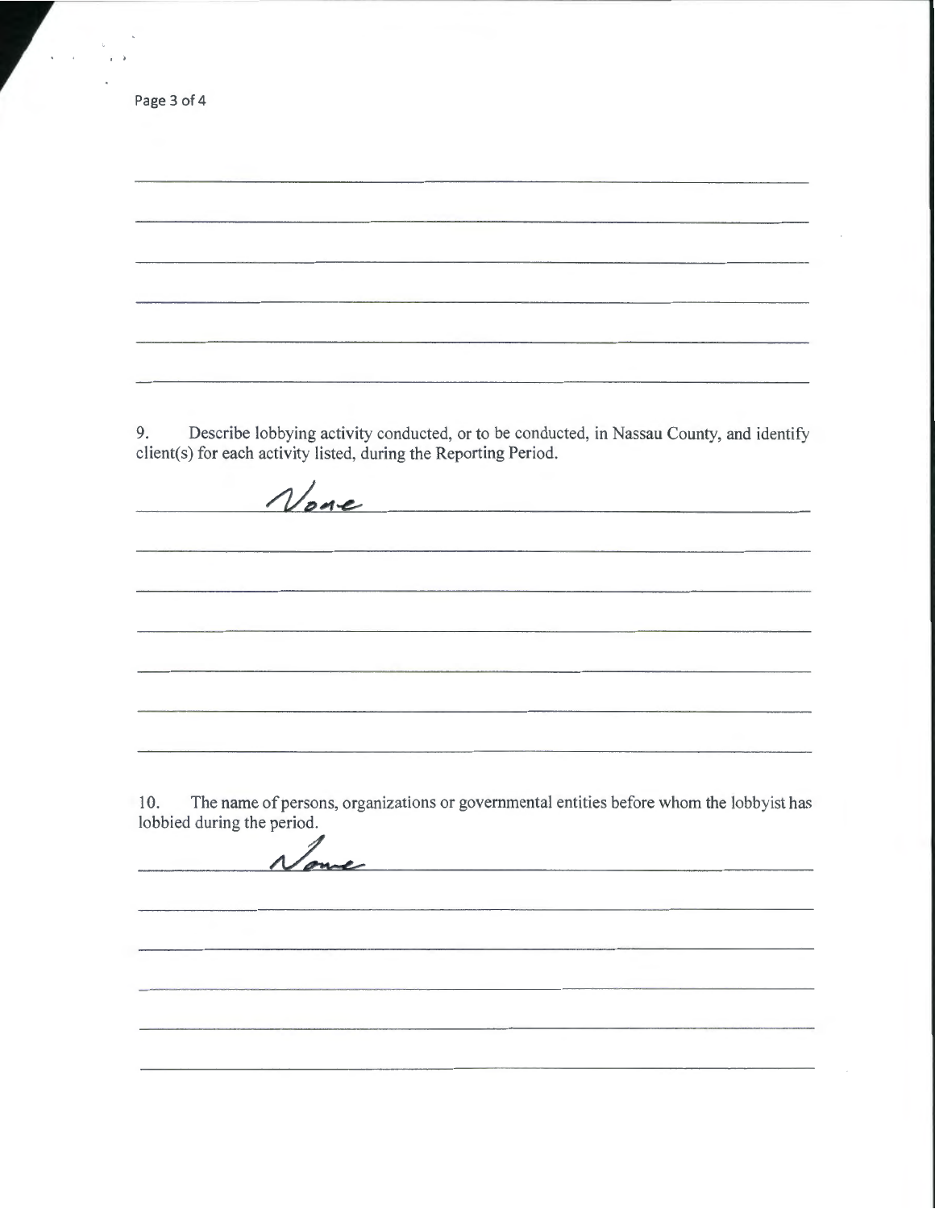9. Describe lobbying activity conducted, or to be conducted, in Nassau County, and identify client(s) for each activity listed, during the Reporting Period.

None

10. The name of persons, organizations or governmental entities before whom the lobbyist has lobbied during the period.

None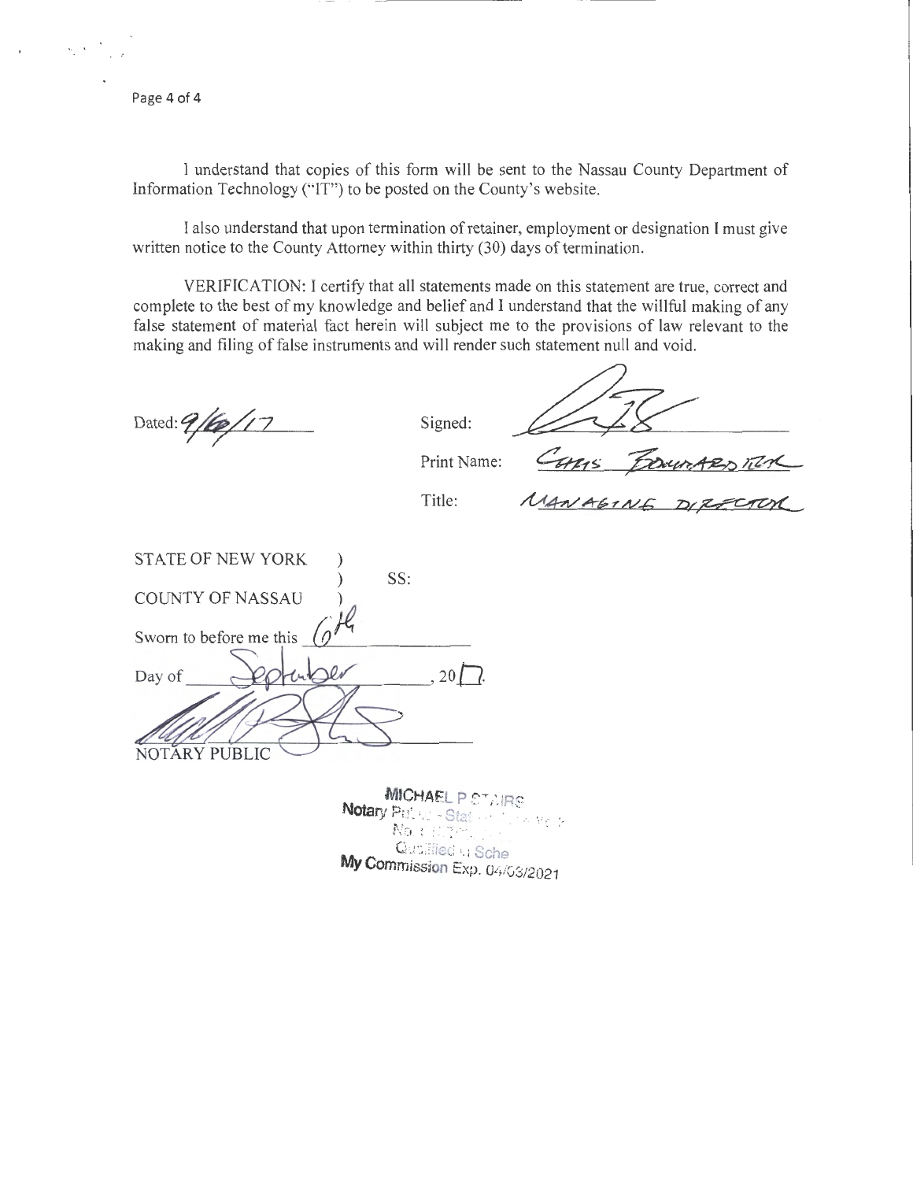I understand that copies of this form will be sent to the Nassau County Department of Information Technology ("IT") to be posted on the County's website.

I also understand that upon termination of retainer, employment or designation I must give written notice to the County Attorney within thirty (30) days of termination.

VERIFICATION: I certify that all statements made on this statement are true, correct and complete to the best of my knowledge and belief and I understand that the willful making of any false statement of material fact herein will subject me to the provisions of law relevant to the making and filing of false instruments and will render such statement null and void.

Dated: 9/6/17

Signed: ______________________

Print Name: Chris Bouwarditch

Title: Managing Director

STATE OF NEW YORK )
) SS:
COUNTY OF NASSAU )

Sworn to before me this 6th

Day of September, 2017.

______________________
NOTARY PUBLIC

MICHAEL P STAIRS
Notary Public - State of New York
No. ...
Qualified in Sche...
My Commission Exp. 04/03/2021